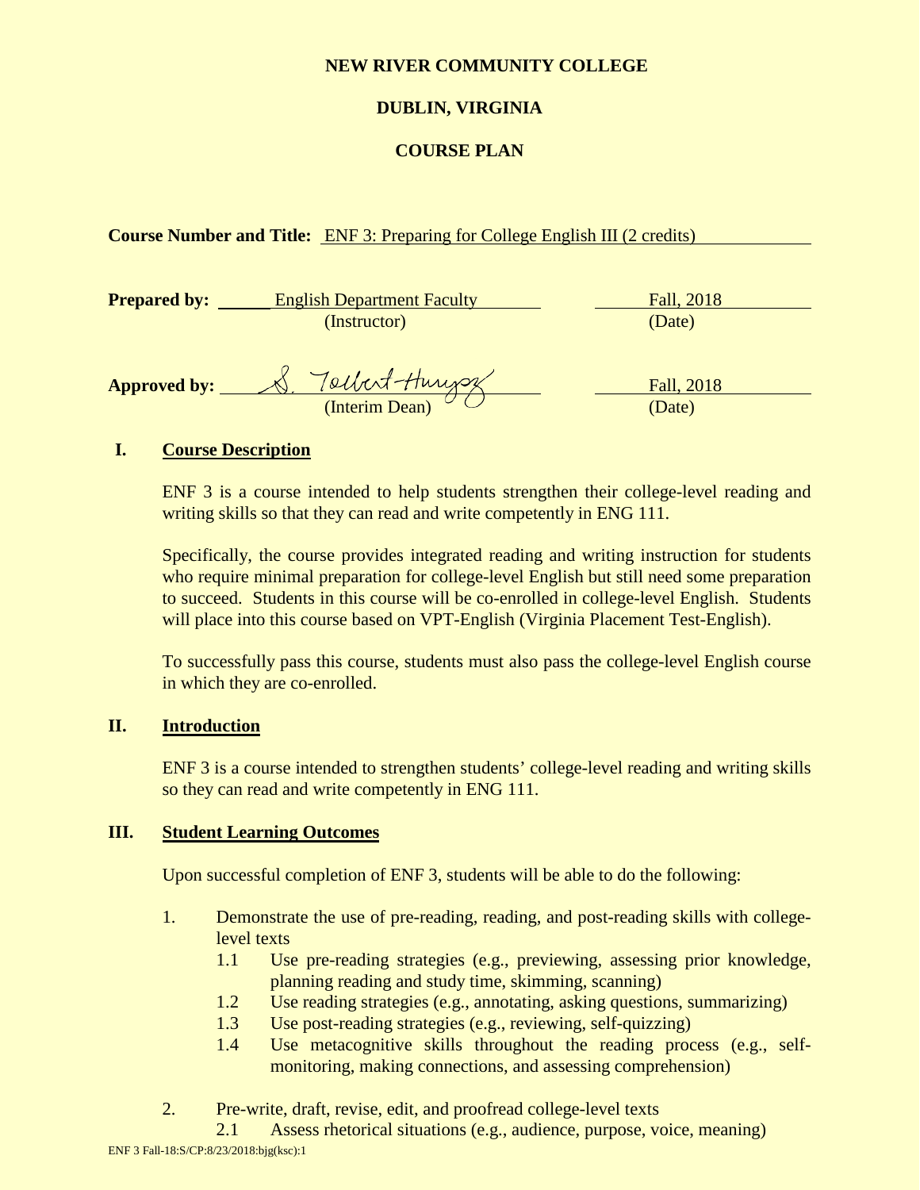**NEW RIVER COMMUNITY COLLEGE**

**DUBLIN, VIRGINIA**

**COURSE PLAN**

**Course Number and Title:** ENF 3: Preparing for College English III (2 credits)

**Prepared by:** English Department Faculty (Instructor) — Fall, 2018 (Date)

**Approved by:** S. Tolbert-Hurysz (Interim Dean) — Fall, 2018 (Date)

## I. Course Description

ENF 3 is a course intended to help students strengthen their college-level reading and writing skills so that they can read and write competently in ENG 111.

Specifically, the course provides integrated reading and writing instruction for students who require minimal preparation for college-level English but still need some preparation to succeed. Students in this course will be co-enrolled in college-level English. Students will place into this course based on VPT-English (Virginia Placement Test-English).

To successfully pass this course, students must also pass the college-level English course in which they are co-enrolled.

## II. Introduction

ENF 3 is a course intended to strengthen students' college-level reading and writing skills so they can read and write competently in ENG 111.

## III. Student Learning Outcomes

Upon successful completion of ENF 3, students will be able to do the following:

1. Demonstrate the use of pre-reading, reading, and post-reading skills with college-level texts
   - 1.1 Use pre-reading strategies (e.g., previewing, assessing prior knowledge, planning reading and study time, skimming, scanning)
   - 1.2 Use reading strategies (e.g., annotating, asking questions, summarizing)
   - 1.3 Use post-reading strategies (e.g., reviewing, self-quizzing)
   - 1.4 Use metacognitive skills throughout the reading process (e.g., self-monitoring, making connections, and assessing comprehension)

2. Pre-write, draft, revise, edit, and proofread college-level texts
   - 2.1 Assess rhetorical situations (e.g., audience, purpose, voice, meaning)

ENF 3 Fall-18:S/CP:8/23/2018:bjg(ksc):1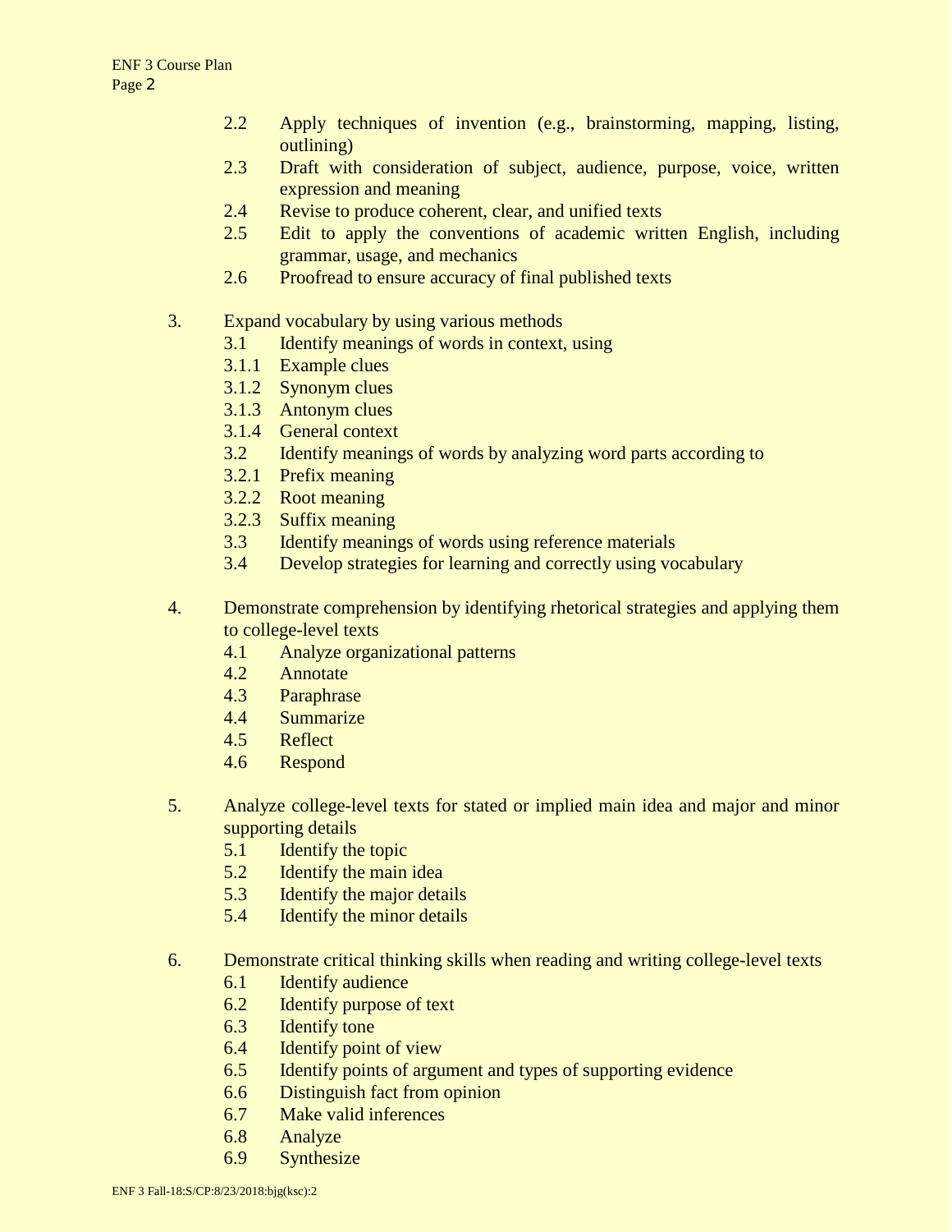2.2 Apply techniques of invention (e.g., brainstorming, mapping, listing, outlining)
2.3 Draft with consideration of subject, audience, purpose, voice, written expression and meaning
2.4 Revise to produce coherent, clear, and unified texts
2.5 Edit to apply the conventions of academic written English, including grammar, usage, and mechanics
2.6 Proofread to ensure accuracy of final published texts

3. Expand vocabulary by using various methods
    3.1 Identify meanings of words in context, using
    3.1.1 Example clues
    3.1.2 Synonym clues
    3.1.3 Antonym clues
    3.1.4 General context
    3.2 Identify meanings of words by analyzing word parts according to
    3.2.1 Prefix meaning
    3.2.2 Root meaning
    3.2.3 Suffix meaning
    3.3 Identify meanings of words using reference materials
    3.4 Develop strategies for learning and correctly using vocabulary

4. Demonstrate comprehension by identifying rhetorical strategies and applying them to college-level texts
    4.1 Analyze organizational patterns
    4.2 Annotate
    4.3 Paraphrase
    4.4 Summarize
    4.5 Reflect
    4.6 Respond

5. Analyze college-level texts for stated or implied main idea and major and minor supporting details
    5.1 Identify the topic
    5.2 Identify the main idea
    5.3 Identify the major details
    5.4 Identify the minor details

6. Demonstrate critical thinking skills when reading and writing college-level texts
    6.1 Identify audience
    6.2 Identify purpose of text
    6.3 Identify tone
    6.4 Identify point of view
    6.5 Identify points of argument and types of supporting evidence
    6.6 Distinguish fact from opinion
    6.7 Make valid inferences
    6.8 Analyze
    6.9 Synthesize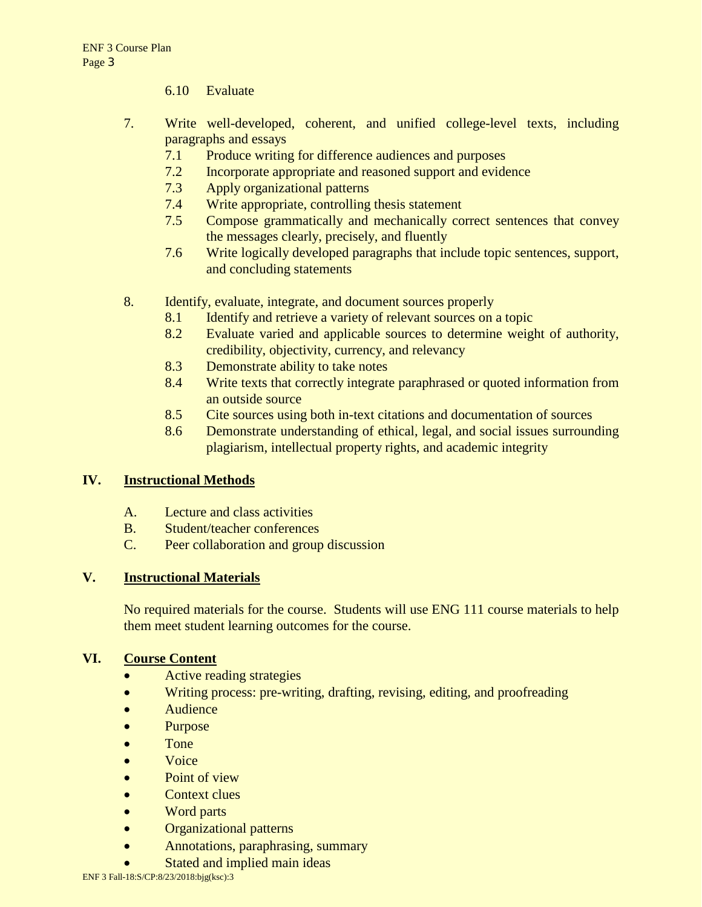6.10 Evaluate

7. Write well-developed, coherent, and unified college-level texts, including paragraphs and essays
   - 7.1 Produce writing for difference audiences and purposes
   - 7.2 Incorporate appropriate and reasoned support and evidence
   - 7.3 Apply organizational patterns
   - 7.4 Write appropriate, controlling thesis statement
   - 7.5 Compose grammatically and mechanically correct sentences that convey the messages clearly, precisely, and fluently
   - 7.6 Write logically developed paragraphs that include topic sentences, support, and concluding statements

8. Identify, evaluate, integrate, and document sources properly
   - 8.1 Identify and retrieve a variety of relevant sources on a topic
   - 8.2 Evaluate varied and applicable sources to determine weight of authority, credibility, objectivity, currency, and relevancy
   - 8.3 Demonstrate ability to take notes
   - 8.4 Write texts that correctly integrate paraphrased or quoted information from an outside source
   - 8.5 Cite sources using both in-text citations and documentation of sources
   - 8.6 Demonstrate understanding of ethical, legal, and social issues surrounding plagiarism, intellectual property rights, and academic integrity

## IV. Instructional Methods

A. Lecture and class activities
B. Student/teacher conferences
C. Peer collaboration and group discussion

## V. Instructional Materials

No required materials for the course. Students will use ENG 111 course materials to help them meet student learning outcomes for the course.

## VI. Course Content

- Active reading strategies
- Writing process: pre-writing, drafting, revising, editing, and proofreading
- Audience
- Purpose
- Tone
- Voice
- Point of view
- Context clues
- Word parts
- Organizational patterns
- Annotations, paraphrasing, summary
- Stated and implied main ideas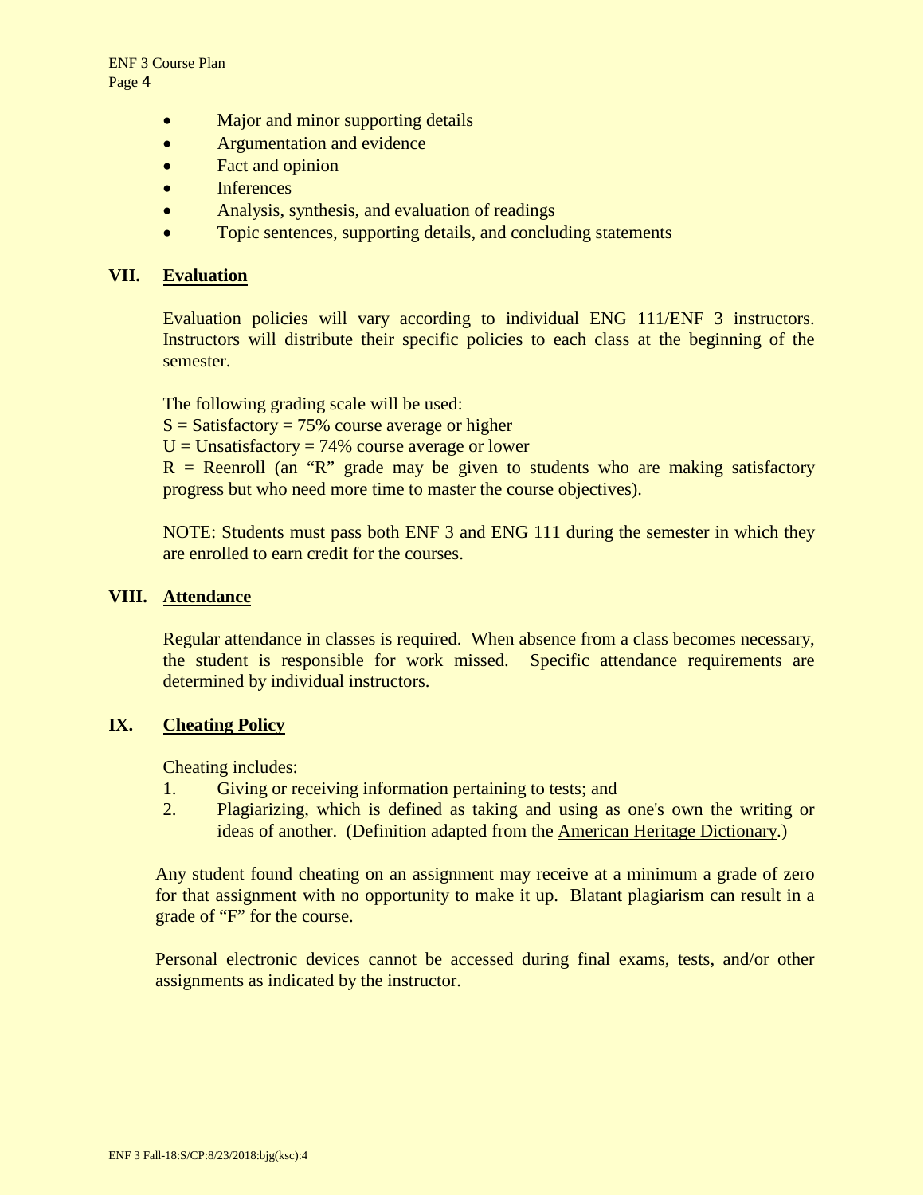- Major and minor supporting details
- Argumentation and evidence
- Fact and opinion
- Inferences
- Analysis, synthesis, and evaluation of readings
- Topic sentences, supporting details, and concluding statements

## VII. Evaluation

Evaluation policies will vary according to individual ENG 111/ENF 3 instructors. Instructors will distribute their specific policies to each class at the beginning of the semester.

The following grading scale will be used:
S = Satisfactory = 75% course average or higher
U = Unsatisfactory = 74% course average or lower
R = Reenroll (an "R" grade may be given to students who are making satisfactory progress but who need more time to master the course objectives).

NOTE: Students must pass both ENF 3 and ENG 111 during the semester in which they are enrolled to earn credit for the courses.

## VIII. Attendance

Regular attendance in classes is required. When absence from a class becomes necessary, the student is responsible for work missed. Specific attendance requirements are determined by individual instructors.

## IX. Cheating Policy

Cheating includes:

1. Giving or receiving information pertaining to tests; and
2. Plagiarizing, which is defined as taking and using as one's own the writing or ideas of another. (Definition adapted from the American Heritage Dictionary.)

Any student found cheating on an assignment may receive at a minimum a grade of zero for that assignment with no opportunity to make it up. Blatant plagiarism can result in a grade of "F" for the course.

Personal electronic devices cannot be accessed during final exams, tests, and/or other assignments as indicated by the instructor.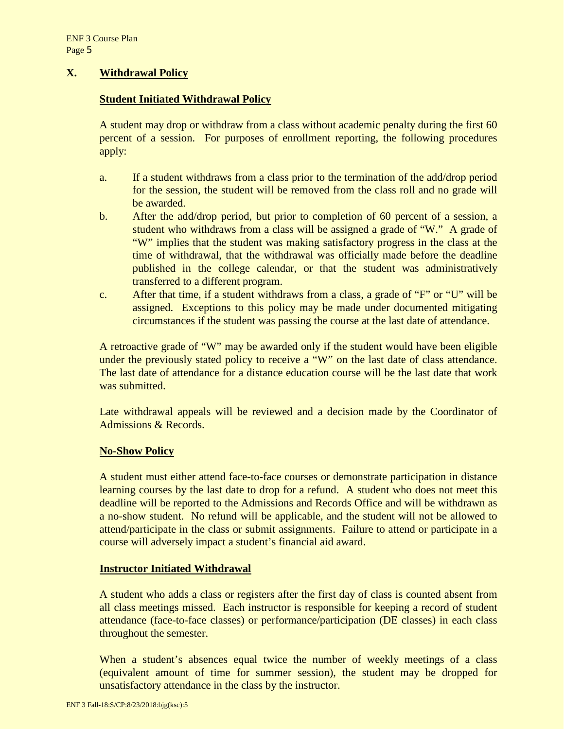## X. Withdrawal Policy

### Student Initiated Withdrawal Policy

A student may drop or withdraw from a class without academic penalty during the first 60 percent of a session. For purposes of enrollment reporting, the following procedures apply:

a. If a student withdraws from a class prior to the termination of the add/drop period for the session, the student will be removed from the class roll and no grade will be awarded.

b. After the add/drop period, but prior to completion of 60 percent of a session, a student who withdraws from a class will be assigned a grade of "W." A grade of "W" implies that the student was making satisfactory progress in the class at the time of withdrawal, that the withdrawal was officially made before the deadline published in the college calendar, or that the student was administratively transferred to a different program.

c. After that time, if a student withdraws from a class, a grade of "F" or "U" will be assigned. Exceptions to this policy may be made under documented mitigating circumstances if the student was passing the course at the last date of attendance.

A retroactive grade of "W" may be awarded only if the student would have been eligible under the previously stated policy to receive a "W" on the last date of class attendance. The last date of attendance for a distance education course will be the last date that work was submitted.

Late withdrawal appeals will be reviewed and a decision made by the Coordinator of Admissions & Records.

### No-Show Policy

A student must either attend face-to-face courses or demonstrate participation in distance learning courses by the last date to drop for a refund. A student who does not meet this deadline will be reported to the Admissions and Records Office and will be withdrawn as a no-show student. No refund will be applicable, and the student will not be allowed to attend/participate in the class or submit assignments. Failure to attend or participate in a course will adversely impact a student's financial aid award.

### Instructor Initiated Withdrawal

A student who adds a class or registers after the first day of class is counted absent from all class meetings missed. Each instructor is responsible for keeping a record of student attendance (face-to-face classes) or performance/participation (DE classes) in each class throughout the semester.

When a student's absences equal twice the number of weekly meetings of a class (equivalent amount of time for summer session), the student may be dropped for unsatisfactory attendance in the class by the instructor.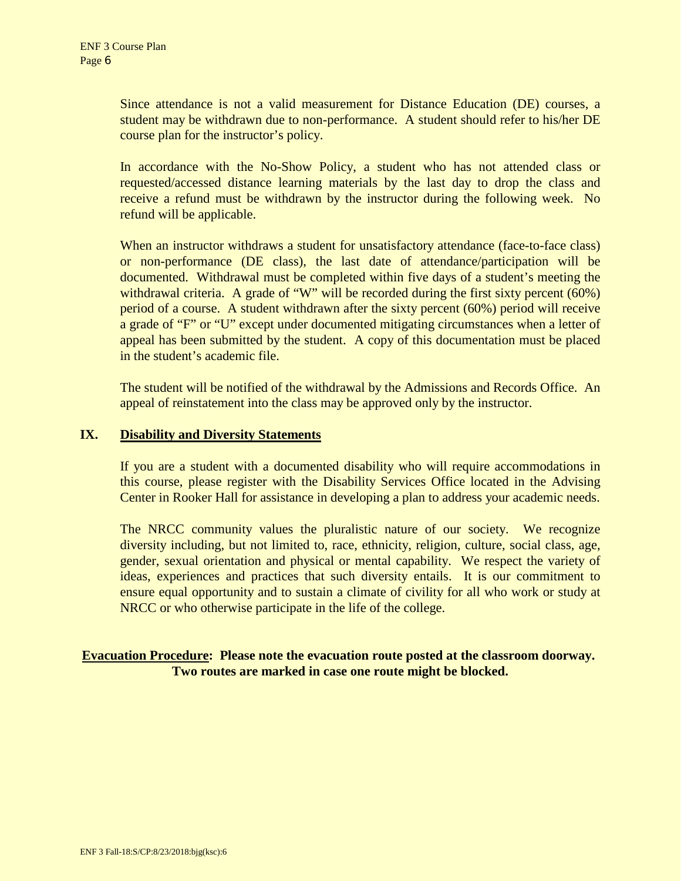Since attendance is not a valid measurement for Distance Education (DE) courses, a student may be withdrawn due to non-performance. A student should refer to his/her DE course plan for the instructor's policy.

In accordance with the No-Show Policy, a student who has not attended class or requested/accessed distance learning materials by the last day to drop the class and receive a refund must be withdrawn by the instructor during the following week. No refund will be applicable.

When an instructor withdraws a student for unsatisfactory attendance (face-to-face class) or non-performance (DE class), the last date of attendance/participation will be documented. Withdrawal must be completed within five days of a student's meeting the withdrawal criteria. A grade of "W" will be recorded during the first sixty percent (60%) period of a course. A student withdrawn after the sixty percent (60%) period will receive a grade of "F" or "U" except under documented mitigating circumstances when a letter of appeal has been submitted by the student. A copy of this documentation must be placed in the student's academic file.

The student will be notified of the withdrawal by the Admissions and Records Office. An appeal of reinstatement into the class may be approved only by the instructor.

## IX. Disability and Diversity Statements

If you are a student with a documented disability who will require accommodations in this course, please register with the Disability Services Office located in the Advising Center in Rooker Hall for assistance in developing a plan to address your academic needs.

The NRCC community values the pluralistic nature of our society. We recognize diversity including, but not limited to, race, ethnicity, religion, culture, social class, age, gender, sexual orientation and physical or mental capability. We respect the variety of ideas, experiences and practices that such diversity entails. It is our commitment to ensure equal opportunity and to sustain a climate of civility for all who work or study at NRCC or who otherwise participate in the life of the college.

**Evacuation Procedure: Please note the evacuation route posted at the classroom doorway. Two routes are marked in case one route might be blocked.**